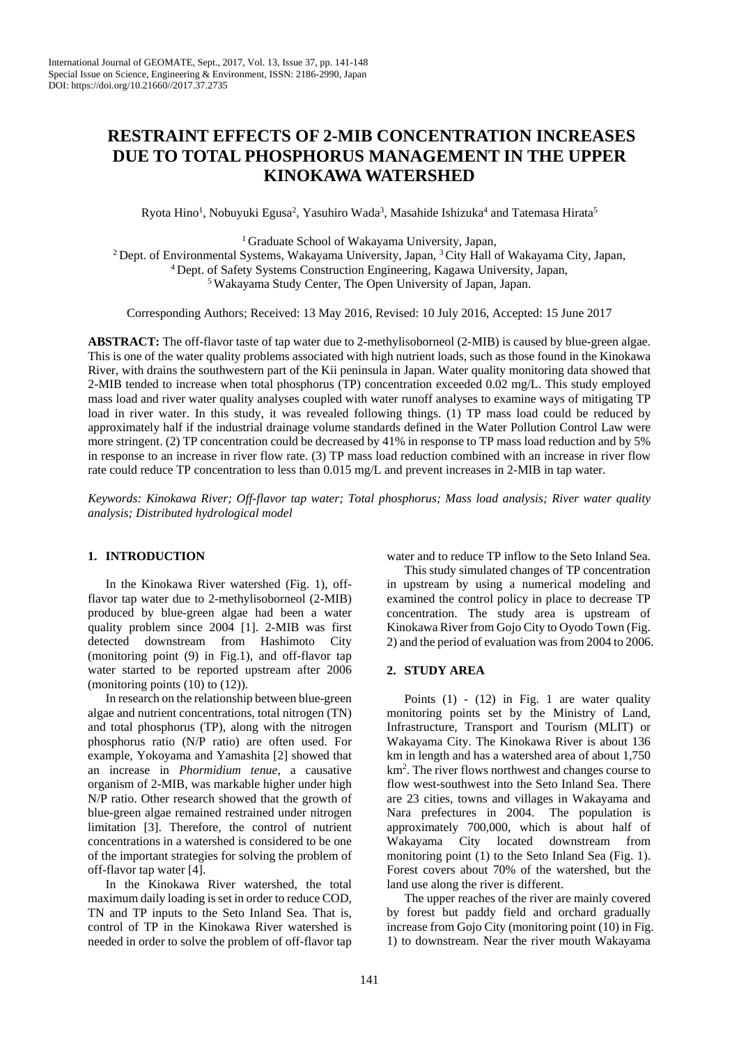# RESTRAINT EFFECTS OF 2-MIB CONCENTRATION INCREASES DUE TO TOTAL PHOSPHORUS MANAGEMENT IN THE UPPER KINOKAWA WATERSHED

Ryota Hino[1], Nobuyuki Egusa[2], Yasuhiro Wada[3], Masahide Ishizuka[4] and Tatemasa Hirata[5]

[1] Graduate School of Wakayama University, Japan,
[2] Dept. of Environmental Systems, Wakayama University, Japan, [3] City Hall of Wakayama City, Japan,
[4] Dept. of Safety Systems Construction Engineering, Kagawa University, Japan,
[5] Wakayama Study Center, The Open University of Japan, Japan.

Corresponding Authors; Received: 13 May 2016, Revised: 10 July 2016, Accepted: 15 June 2017

**ABSTRACT:** The off-flavor taste of tap water due to 2-methylisoborneol (2-MIB) is caused by blue-green algae. This is one of the water quality problems associated with high nutrient loads, such as those found in the Kinokawa River, with drains the southwestern part of the Kii peninsula in Japan. Water quality monitoring data showed that 2-MIB tended to increase when total phosphorus (TP) concentration exceeded 0.02 mg/L. This study employed mass load and river water quality analyses coupled with water runoff analyses to examine ways of mitigating TP load in river water. In this study, it was revealed following things. (1) TP mass load could be reduced by approximately half if the industrial drainage volume standards defined in the Water Pollution Control Law were more stringent. (2) TP concentration could be decreased by 41% in response to TP mass load reduction and by 5% in response to an increase in river flow rate. (3) TP mass load reduction combined with an increase in river flow rate could reduce TP concentration to less than 0.015 mg/L and prevent increases in 2-MIB in tap water.

*Keywords: Kinokawa River; Off-flavor tap water; Total phosphorus; Mass load analysis; River water quality analysis; Distributed hydrological model*

## 1. INTRODUCTION

In the Kinokawa River watershed (Fig. 1), off-flavor tap water due to 2-methylisoborneol (2-MIB) produced by blue-green algae had been a water quality problem since 2004 [1]. 2-MIB was first detected downstream from Hashimoto City (monitoring point (9) in Fig.1), and off-flavor tap water started to be reported upstream after 2006 (monitoring points (10) to (12)).

In research on the relationship between blue-green algae and nutrient concentrations, total nitrogen (TN) and total phosphorus (TP), along with the nitrogen phosphorus ratio (N/P ratio) are often used. For example, Yokoyama and Yamashita [2] showed that an increase in *Phormidium tenue*, a causative organism of 2-MIB, was markable higher under high N/P ratio. Other research showed that the growth of blue-green algae remained restrained under nitrogen limitation [3]. Therefore, the control of nutrient concentrations in a watershed is considered to be one of the important strategies for solving the problem of off-flavor tap water [4].

In the Kinokawa River watershed, the total maximum daily loading is set in order to reduce COD, TN and TP inputs to the Seto Inland Sea. That is, control of TP in the Kinokawa River watershed is needed in order to solve the problem of off-flavor tap water and to reduce TP inflow to the Seto Inland Sea.

This study simulated changes of TP concentration in upstream by using a numerical modeling and examined the control policy in place to decrease TP concentration. The study area is upstream of Kinokawa River from Gojo City to Oyodo Town (Fig. 2) and the period of evaluation was from 2004 to 2006.

## 2. STUDY AREA

Points (1) - (12) in Fig. 1 are water quality monitoring points set by the Ministry of Land, Infrastructure, Transport and Tourism (MLIT) or Wakayama City. The Kinokawa River is about 136 km in length and has a watershed area of about 1,750 km$^2$. The river flows northwest and changes course to flow west-southwest into the Seto Inland Sea. There are 23 cities, towns and villages in Wakayama and Nara prefectures in 2004. The population is approximately 700,000, which is about half of Wakayama City located downstream from monitoring point (1) to the Seto Inland Sea (Fig. 1). Forest covers about 70% of the watershed, but the land use along the river is different.

The upper reaches of the river are mainly covered by forest but paddy field and orchard gradually increase from Gojo City (monitoring point (10) in Fig. 1) to downstream. Near the river mouth Wakayama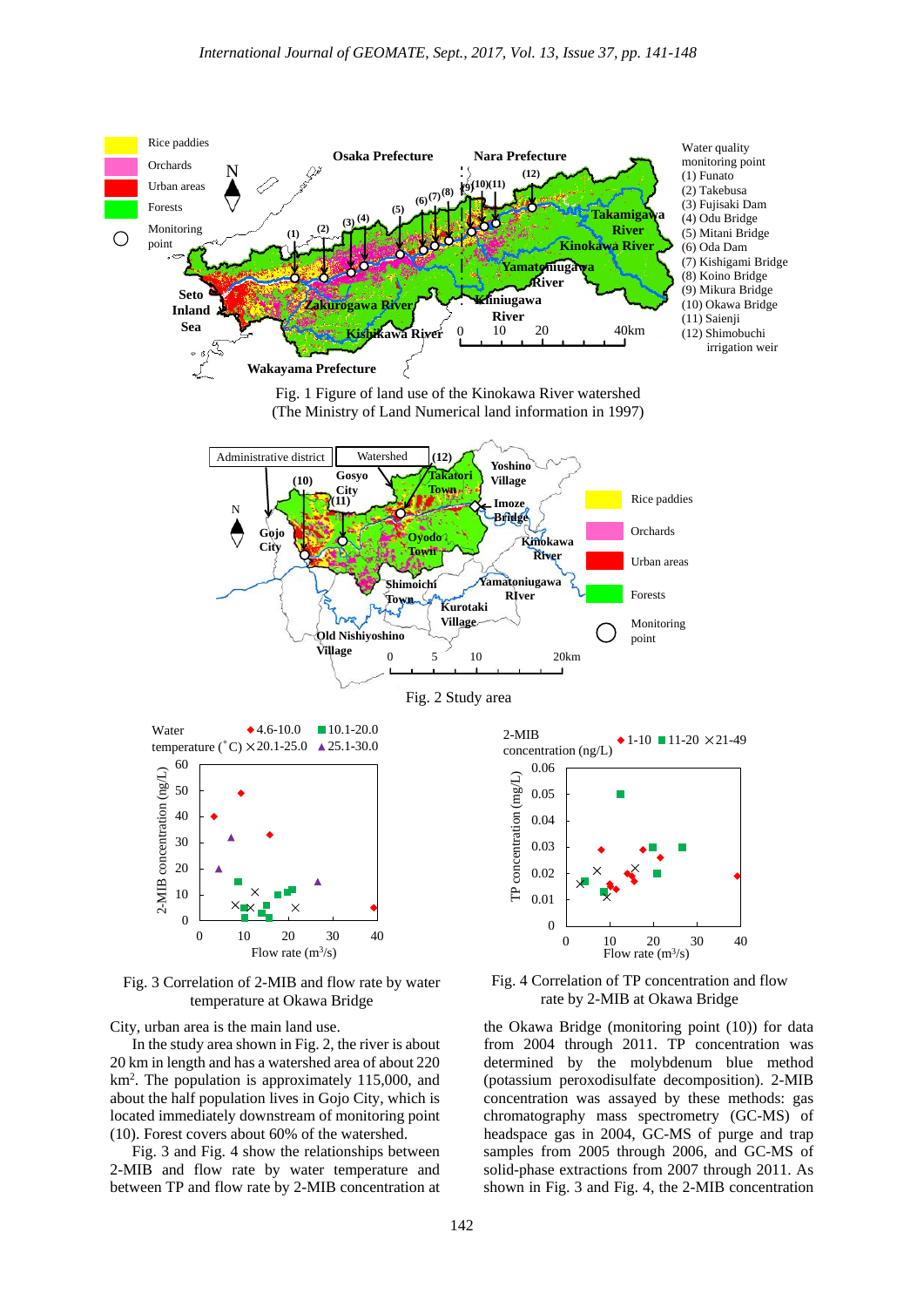Fig. 1 Figure of land use of the Kinokawa River watershed
(The Ministry of Land Numerical land information in 1997)

Fig. 2 Study area

Fig. 3 Correlation of 2-MIB and flow rate by water temperature at Okawa Bridge

Fig. 4 Correlation of TP concentration and flow rate by 2-MIB at Okawa Bridge

City, urban area is the main land use.

In the study area shown in Fig. 2, the river is about 20 km in length and has a watershed area of about 220 km$^2$. The population is approximately 115,000, and about the half population lives in Gojo City, which is located immediately downstream of monitoring point (10). Forest covers about 60% of the watershed.

Fig. 3 and Fig. 4 show the relationships between 2-MIB and flow rate by water temperature and between TP and flow rate by 2-MIB concentration at the Okawa Bridge (monitoring point (10)) for data from 2004 through 2011. TP concentration was determined by the molybdenum blue method (potassium peroxodisulfate decomposition). 2-MIB concentration was assayed by these methods: gas chromatography mass spectrometry (GC-MS) of headspace gas in 2004, GC-MS of purge and trap samples from 2005 through 2006, and GC-MS of solid-phase extractions from 2007 through 2011. As shown in Fig. 3 and Fig. 4, the 2-MIB concentration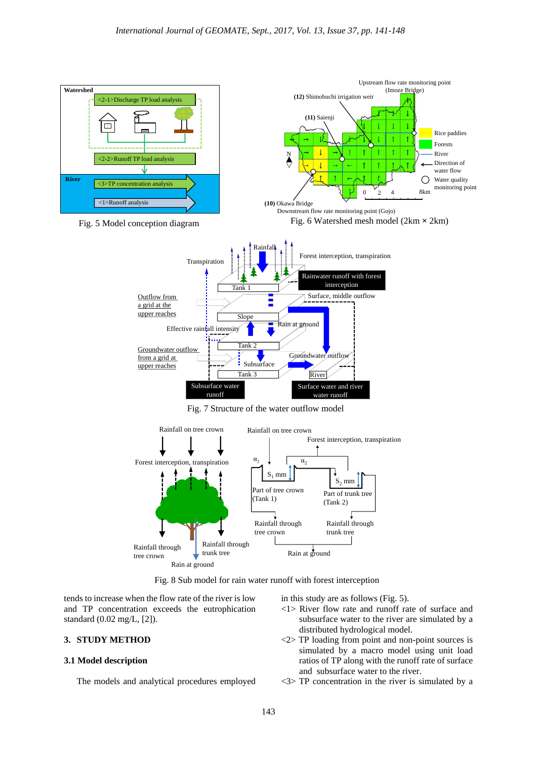Fig. 5 Model conception diagram

Fig. 6 Watershed mesh model (2km × 2km)

Fig. 7 Structure of the water outflow model

Fig. 8 Sub model for rain water runoff with forest interception

tends to increase when the flow rate of the river is low and TP concentration exceeds the eutrophication standard (0.02 mg/L, [2]).

## 3. STUDY METHOD

### 3.1 Model description

The models and analytical procedures employed in this study are as follows (Fig. 5).

<1> River flow rate and runoff rate of surface and subsurface water to the river are simulated by a distributed hydrological model.

<2> TP loading from point and non-point sources is simulated by a macro model using unit load ratios of TP along with the runoff rate of surface and subsurface water to the river.

<3> TP concentration in the river is simulated by a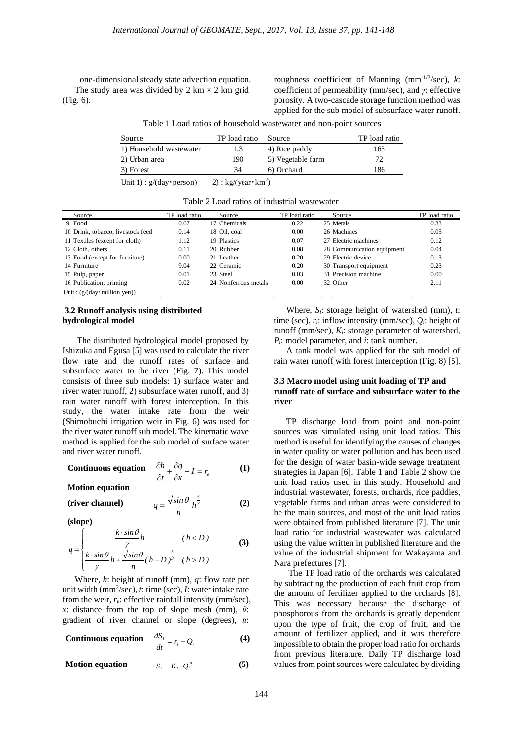one-dimensional steady state advection equation.

The study area was divided by 2 km × 2 km grid (Fig. 6).

roughness coefficient of Manning ($mm^{-1/3}$/sec), $k$: coefficient of permeability (mm/sec), and $\gamma$: effective porosity. A two-cascade storage function method was applied for the sub model of subsurface water runoff.

Table 1 Load ratios of household wastewater and non-point sources

| Source | TP load ratio | Source | TP load ratio |
|---|---|---|---|
| 1) Household wastewater | 1.3 | 4) Rice paddy | 165 |
| 2) Urban area | 190 | 5) Vegetable farm | 72 |
| 3) Forest | 34 | 6) Orchard | 186 |

Unit 1) : g/(day・person)   2) : kg/(year・$km^2$)

Table 2 Load ratios of industrial wastewater

| Source | TP load ratio | Source | TP load ratio | Source | TP load ratio |
|---|---|---|---|---|---|
| 9 Food | 0.67 | 17 Chemicals | 0.22 | 25 Metals | 0.33 |
| 10 Drink, tobacco, livestock feed | 0.14 | 18 Oil, coal | 0.00 | 26 Machines | 0.05 |
| 11 Textiles (except for cloth) | 1.12 | 19 Plastics | 0.07 | 27 Electric machines | 0.12 |
| 12 Cloth, others | 0.11 | 20 Rubber | 0.08 | 28 Communication equipment | 0.04 |
| 13 Food (except for furniture) | 0.00 | 21 Leather | 0.20 | 29 Electric device | 0.13 |
| 14 Furniture | 9.04 | 22 Ceramic | 0.20 | 30 Transport equipment | 0.23 |
| 15 Pulp, paper | 0.01 | 23 Steel | 0.03 | 31 Precision machine | 0.00 |
| 16 Publication, printing | 0.02 | 24 Nonferrous metals | 0.00 | 32 Other | 2.11 |

Unit : (g/(day・million yen))

### 3.2 Runoff analysis using distributed hydrological model

The distributed hydrological model proposed by Ishizuka and Egusa [5] was used to calculate the river flow rate and the runoff rates of surface and subsurface water to the river (Fig. 7). This model consists of three sub models: 1) surface water and river water runoff, 2) subsurface water runoff, and 3) rain water runoff with forest interception. In this study, the water intake rate from the weir (Shimobuchi irrigation weir in Fig. 6) was used for the river water runoff sub model. The kinematic wave method is applied for the sub model of surface water and river water runoff.

**Continuous equation**

$$\frac{\partial h}{\partial t} + \frac{\partial q}{\partial x} - I = r_e \qquad (1)$$

**Motion equation**

**(river channel)**

$$q = \frac{\sqrt{\sin\theta}}{n} h^{\frac{5}{3}} \qquad (2)$$

**(slope)**

$$q = \begin{cases} \dfrac{k \cdot \sin\theta}{\gamma} h & (h < D) \\ \dfrac{k \cdot \sin\theta}{\gamma} h + \dfrac{\sqrt{\sin\theta}}{n} (h - D)^{\frac{5}{3}} & (h > D) \end{cases} \qquad (3)$$

Where, $h$: height of runoff (mm), $q$: flow rate per unit width ($mm^2$/sec), $t$: time (sec), $I$: water intake rate from the weir, $r_e$: effective rainfall intensity (mm/sec), $x$: distance from the top of slope mesh (mm), $\theta$: gradient of river channel or slope (degrees), $n$:

**Continuous equation**

$$\frac{dS_i}{dt} = r_i - Q_i \qquad (4)$$

**Motion equation**

$$S_i = K_i \cdot Q_i^{P_i} \qquad (5)$$

Where, $S_i$: storage height of watershed (mm), $t$: time (sec), $r_i$: inflow intensity (mm/sec), $Q_i$: height of runoff (mm/sec), $K_i$: storage parameter of watershed, $P_i$: model parameter, and $i$: tank number.

A tank model was applied for the sub model of rain water runoff with forest interception (Fig. 8) [5].

### 3.3 Macro model using unit loading of TP and runoff rate of surface and subsurface water to the river

TP discharge load from point and non-point sources was simulated using unit load ratios. This method is useful for identifying the causes of changes in water quality or water pollution and has been used for the design of water basin-wide sewage treatment strategies in Japan [6]. Table 1 and Table 2 show the unit load ratios used in this study. Household and industrial wastewater, forests, orchards, rice paddies, vegetable farms and urban areas were considered to be the main sources, and most of the unit load ratios were obtained from published literature [7]. The unit load ratio for industrial wastewater was calculated using the value written in published literature and the value of the industrial shipment for Wakayama and Nara prefectures [7].

The TP load ratio of the orchards was calculated by subtracting the production of each fruit crop from the amount of fertilizer applied to the orchards [8]. This was necessary because the discharge of phosphorous from the orchards is greatly dependent upon the type of fruit, the crop of fruit, and the amount of fertilizer applied, and it was therefore impossible to obtain the proper load ratio for orchards from previous literature. Daily TP discharge load values from point sources were calculated by dividing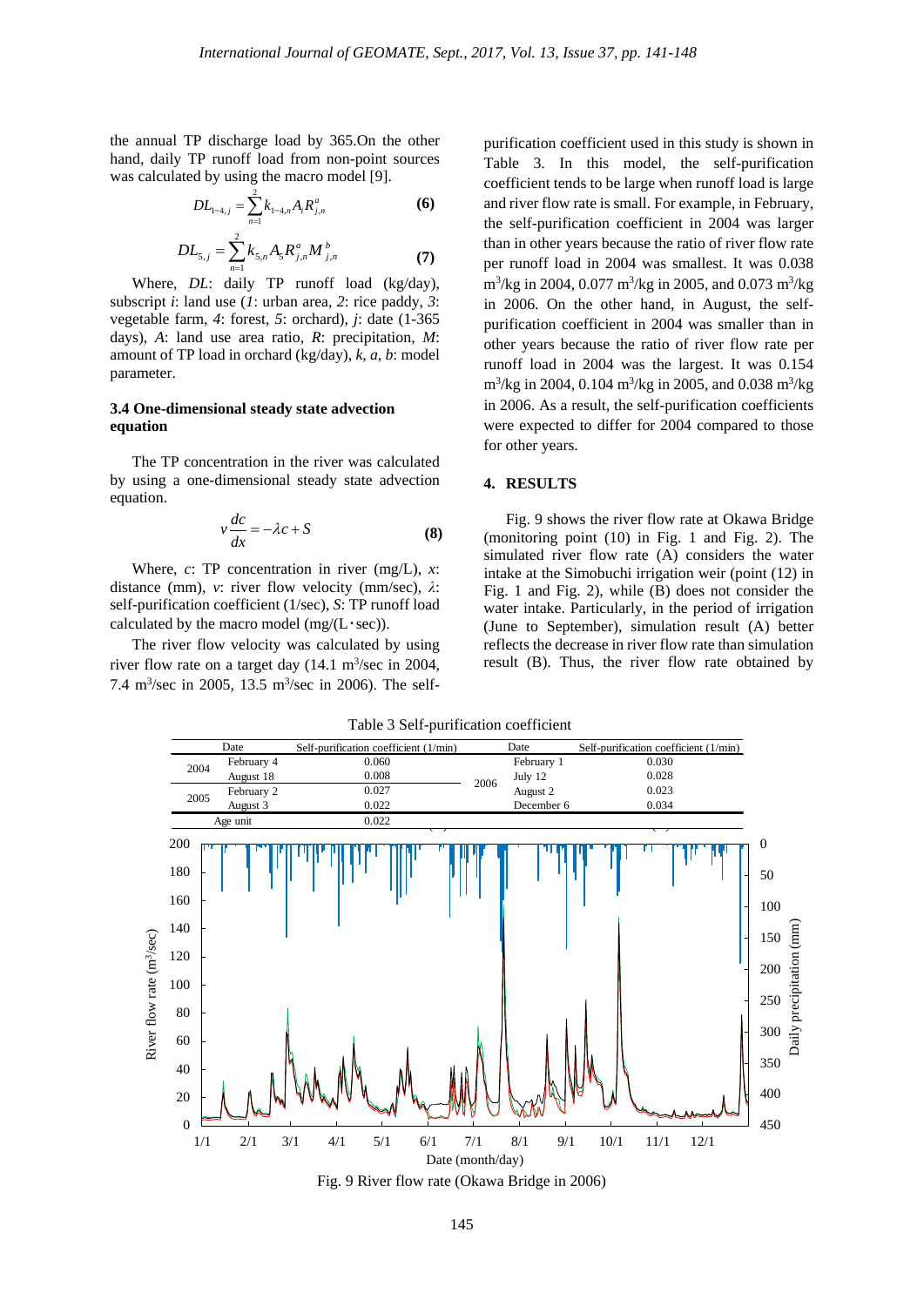the annual TP discharge load by 365.On the other hand, daily TP runoff load from non-point sources was calculated by using the macro model [9].

$$DL_{1\sim4,j} = \sum_{n=1}^{2} k_{1\sim4,n} A_i R_{j,n}^{a} \quad \textbf{(6)}$$

$$DL_{5,j} = \sum_{n=1}^{2} k_{5,n} A_5 R_{j,n}^{a} M_{j,n}^{b} \quad \textbf{(7)}$$

Where, *DL*: daily TP runoff load (kg/day), subscript *i*: land use (*1*: urban area, *2*: rice paddy, *3*: vegetable farm, *4*: forest, *5*: orchard), *j*: date (1-365 days), *A*: land use area ratio, *R*: precipitation, *M*: amount of TP load in orchard (kg/day), *k*, *a*, *b*: model parameter.

### 3.4 One-dimensional steady state advection equation

The TP concentration in the river was calculated by using a one-dimensional steady state advection equation.

$$v\frac{dc}{dx} = -\lambda c + S \quad \textbf{(8)}$$

Where, *c*: TP concentration in river (mg/L), *x*: distance (mm), *v*: river flow velocity (mm/sec), *λ*: self-purification coefficient (1/sec), *S*: TP runoff load calculated by the macro model (mg/(L･sec)).

The river flow velocity was calculated by using river flow rate on a target day (14.1 m$^3$/sec in 2004, 7.4 m$^3$/sec in 2005, 13.5 m$^3$/sec in 2006). The self-purification coefficient used in this study is shown in Table 3. In this model, the self-purification coefficient tends to be large when runoff load is large and river flow rate is small. For example, in February, the self-purification coefficient in 2004 was larger than in other years because the ratio of river flow rate per runoff load in 2004 was smallest. It was 0.038 m$^3$/kg in 2004, 0.077 m$^3$/kg in 2005, and 0.073 m$^3$/kg in 2006. On the other hand, in August, the self-purification coefficient in 2004 was smaller than in other years because the ratio of river flow rate per runoff load in 2004 was the largest. It was 0.154 m$^3$/kg in 2004, 0.104 m$^3$/kg in 2005, and 0.038 m$^3$/kg in 2006. As a result, the self-purification coefficients were expected to differ for 2004 compared to those for other years.

## 4. RESULTS

Fig. 9 shows the river flow rate at Okawa Bridge (monitoring point (10) in Fig. 1 and Fig. 2). The simulated river flow rate (A) considers the water intake at the Simobuchi irrigation weir (point (12) in Fig. 1 and Fig. 2), while (B) does not consider the water intake. Particularly, in the period of irrigation (June to September), simulation result (A) better reflects the decrease in river flow rate than simulation result (B). Thus, the river flow rate obtained by

Table 3 Self-purification coefficient

| Date | | Self-purification coefficient (1/min) | Date | | Self-purification coefficient (1/min) |
|---|---|---|---|---|---|
| 2004 | February 4 | 0.060 | 2006 | February 1 | 0.030 |
| | August 18 | 0.008 | | July 12 | 0.028 |
| 2005 | February 2 | 0.027 | | August 2 | 0.023 |
| | August 3 | 0.022 | | December 6 | 0.034 |
| Age unit | | 0.022 | | | |

Fig. 9 River flow rate (Okawa Bridge in 2006)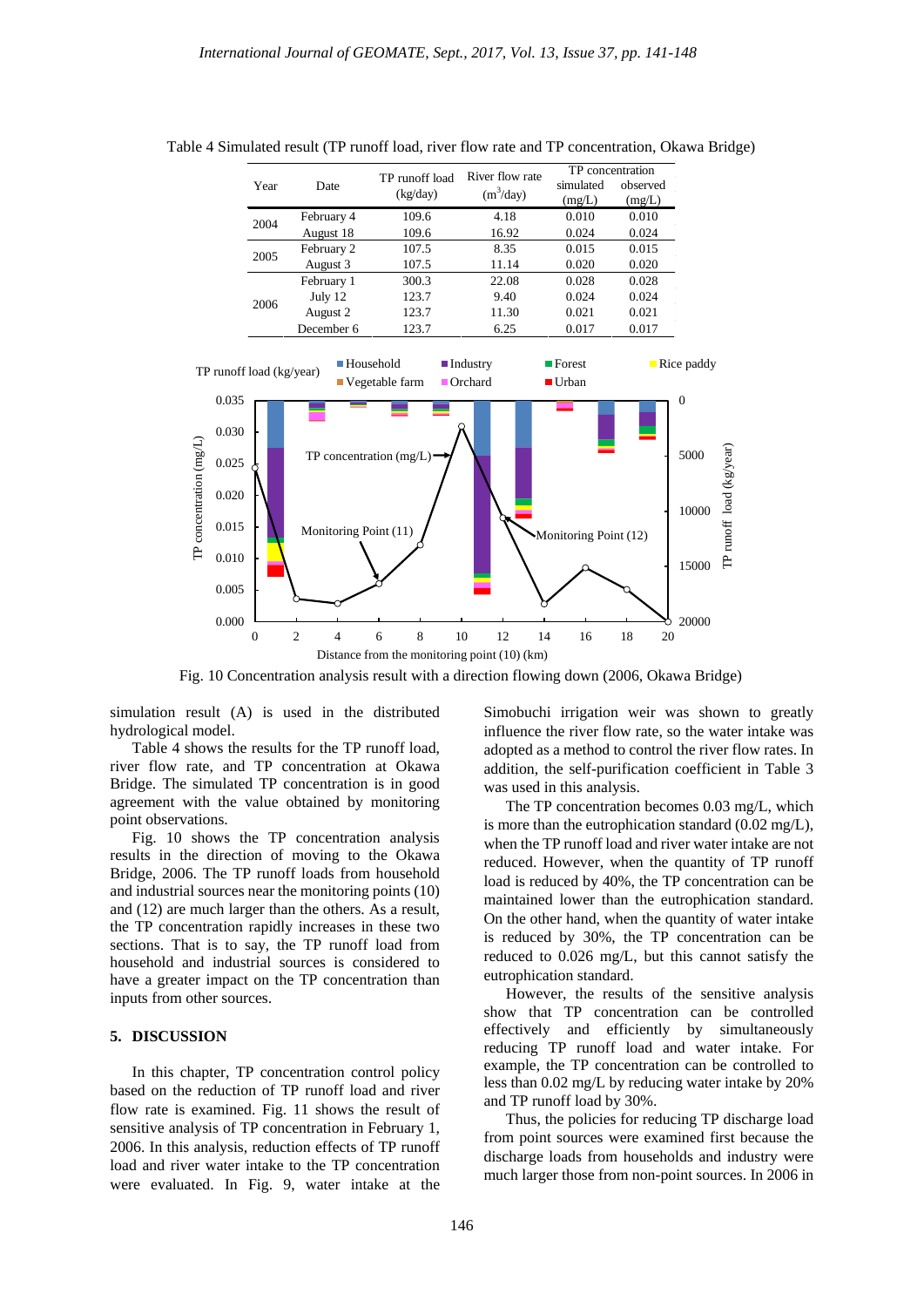Table 4 Simulated result (TP runoff load, river flow rate and TP concentration, Okawa Bridge)

| Year | Date | TP runoff load (kg/day) | River flow rate ($m^3$/day) | TP concentration simulated (mg/L) | TP concentration observed (mg/L) |
|---|---|---|---|---|---|
| 2004 | February 4 | 109.6 | 4.18 | 0.010 | 0.010 |
| | August 18 | 109.6 | 16.92 | 0.024 | 0.024 |
| 2005 | February 2 | 107.5 | 8.35 | 0.015 | 0.015 |
| | August 3 | 107.5 | 11.14 | 0.020 | 0.020 |
| 2006 | February 1 | 300.3 | 22.08 | 0.028 | 0.028 |
| | July 12 | 123.7 | 9.40 | 0.024 | 0.024 |
| | August 2 | 123.7 | 11.30 | 0.021 | 0.021 |
| | December 6 | 123.7 | 6.25 | 0.017 | 0.017 |

Fig. 10 Concentration analysis result with a direction flowing down (2006, Okawa Bridge)

simulation result (A) is used in the distributed hydrological model.

Table 4 shows the results for the TP runoff load, river flow rate, and TP concentration at Okawa Bridge. The simulated TP concentration is in good agreement with the value obtained by monitoring point observations.

Fig. 10 shows the TP concentration analysis results in the direction of moving to the Okawa Bridge, 2006. The TP runoff loads from household and industrial sources near the monitoring points (10) and (12) are much larger than the others. As a result, the TP concentration rapidly increases in these two sections. That is to say, the TP runoff load from household and industrial sources is considered to have a greater impact on the TP concentration than inputs from other sources.

## 5. DISCUSSION

In this chapter, TP concentration control policy based on the reduction of TP runoff load and river flow rate is examined. Fig. 11 shows the result of sensitive analysis of TP concentration in February 1, 2006. In this analysis, reduction effects of TP runoff load and river water intake to the TP concentration were evaluated. In Fig. 9, water intake at the Simobuchi irrigation weir was shown to greatly influence the river flow rate, so the water intake was adopted as a method to control the river flow rates. In addition, the self-purification coefficient in Table 3 was used in this analysis.

The TP concentration becomes 0.03 mg/L, which is more than the eutrophication standard (0.02 mg/L), when the TP runoff load and river water intake are not reduced. However, when the quantity of TP runoff load is reduced by 40%, the TP concentration can be maintained lower than the eutrophication standard. On the other hand, when the quantity of water intake is reduced by 30%, the TP concentration can be reduced to 0.026 mg/L, but this cannot satisfy the eutrophication standard.

However, the results of the sensitive analysis show that TP concentration can be controlled effectively and efficiently by simultaneously reducing TP runoff load and water intake. For example, the TP concentration can be controlled to less than 0.02 mg/L by reducing water intake by 20% and TP runoff load by 30%.

Thus, the policies for reducing TP discharge load from point sources were examined first because the discharge loads from households and industry were much larger those from non-point sources. In 2006 in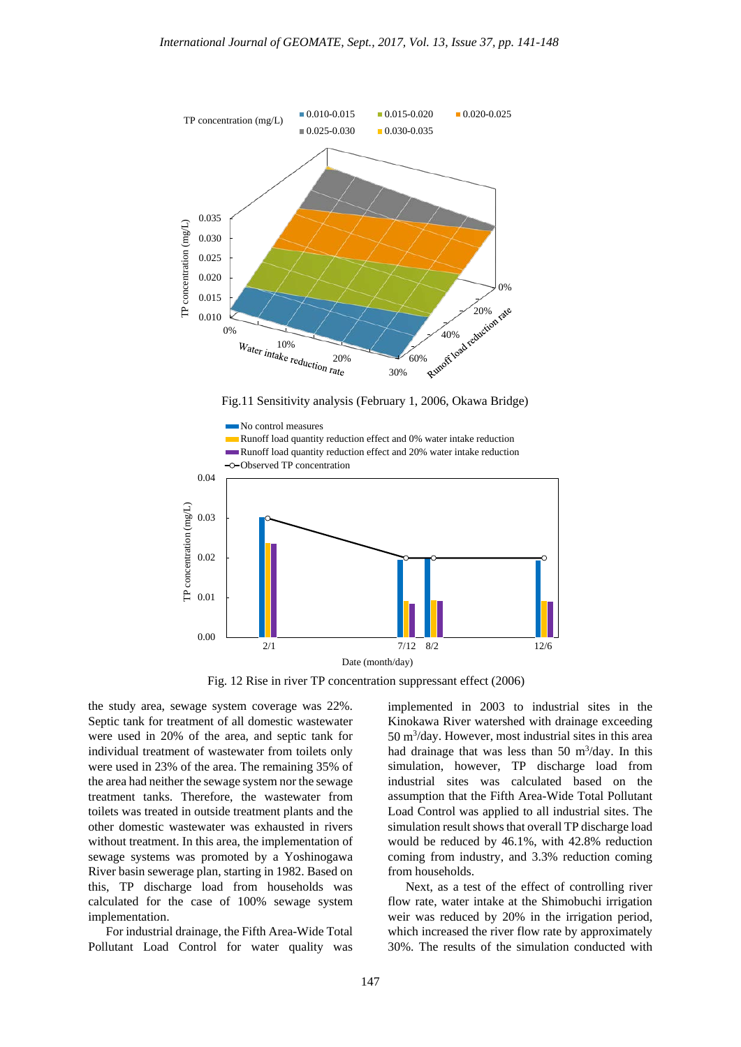Fig.11 Sensitivity analysis (February 1, 2006, Okawa Bridge)

Fig. 12 Rise in river TP concentration suppressant effect (2006)

the study area, sewage system coverage was 22%. Septic tank for treatment of all domestic wastewater were used in 20% of the area, and septic tank for individual treatment of wastewater from toilets only were used in 23% of the area. The remaining 35% of the area had neither the sewage system nor the sewage treatment tanks. Therefore, the wastewater from toilets was treated in outside treatment plants and the other domestic wastewater was exhausted in rivers without treatment. In this area, the implementation of sewage systems was promoted by a Yoshinogawa River basin sewerage plan, starting in 1982. Based on this, TP discharge load from households was calculated for the case of 100% sewage system implementation.

For industrial drainage, the Fifth Area-Wide Total Pollutant Load Control for water quality was implemented in 2003 to industrial sites in the Kinokawa River watershed with drainage exceeding 50 $m^3$/day. However, most industrial sites in this area had drainage that was less than 50 $m^3$/day. In this simulation, however, TP discharge load from industrial sites was calculated based on the assumption that the Fifth Area-Wide Total Pollutant Load Control was applied to all industrial sites. The simulation result shows that overall TP discharge load would be reduced by 46.1%, with 42.8% reduction coming from industry, and 3.3% reduction coming from households.

Next, as a test of the effect of controlling river flow rate, water intake at the Shimobuchi irrigation weir was reduced by 20% in the irrigation period, which increased the river flow rate by approximately 30%. The results of the simulation conducted with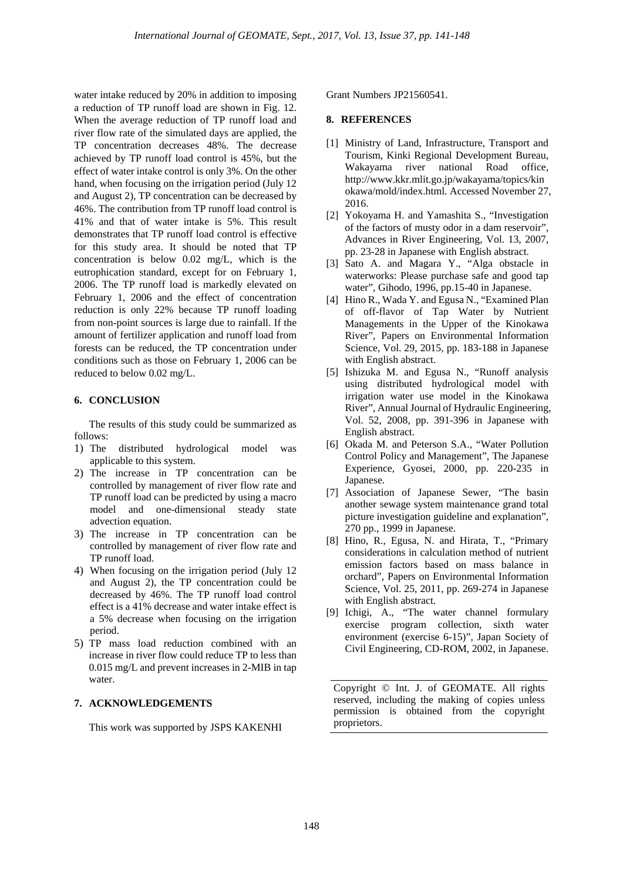water intake reduced by 20% in addition to imposing a reduction of TP runoff load are shown in Fig. 12. When the average reduction of TP runoff load and river flow rate of the simulated days are applied, the TP concentration decreases 48%. The decrease achieved by TP runoff load control is 45%, but the effect of water intake control is only 3%. On the other hand, when focusing on the irrigation period (July 12 and August 2), TP concentration can be decreased by 46%. The contribution from TP runoff load control is 41% and that of water intake is 5%. This result demonstrates that TP runoff load control is effective for this study area. It should be noted that TP concentration is below 0.02 mg/L, which is the eutrophication standard, except for on February 1, 2006. The TP runoff load is markedly elevated on February 1, 2006 and the effect of concentration reduction is only 22% because TP runoff loading from non-point sources is large due to rainfall. If the amount of fertilizer application and runoff load from forests can be reduced, the TP concentration under conditions such as those on February 1, 2006 can be reduced to below 0.02 mg/L.

## 6. CONCLUSION

The results of this study could be summarized as follows:

1) The distributed hydrological model was applicable to this system.
2) The increase in TP concentration can be controlled by management of river flow rate and TP runoff load can be predicted by using a macro model and one-dimensional steady state advection equation.
3) The increase in TP concentration can be controlled by management of river flow rate and TP runoff load.
4) When focusing on the irrigation period (July 12 and August 2), the TP concentration could be decreased by 46%. The TP runoff load control effect is a 41% decrease and water intake effect is a 5% decrease when focusing on the irrigation period.
5) TP mass load reduction combined with an increase in river flow could reduce TP to less than 0.015 mg/L and prevent increases in 2-MIB in tap water.

## 7. ACKNOWLEDGEMENTS

This work was supported by JSPS KAKENHI Grant Numbers JP21560541.

## 8. REFERENCES

[1] Ministry of Land, Infrastructure, Transport and Tourism, Kinki Regional Development Bureau, Wakayama river national Road office, http://www.kkr.mlit.go.jp/wakayama/topics/kinokawa/mold/index.html. Accessed November 27, 2016.

[2] Yokoyama H. and Yamashita S., "Investigation of the factors of musty odor in a dam reservoir", Advances in River Engineering, Vol. 13, 2007, pp. 23-28 in Japanese with English abstract.

[3] Sato A. and Magara Y., "Alga obstacle in waterworks: Please purchase safe and good tap water", Gihodo, 1996, pp.15-40 in Japanese.

[4] Hino R., Wada Y. and Egusa N., "Examined Plan of off-flavor of Tap Water by Nutrient Managements in the Upper of the Kinokawa River", Papers on Environmental Information Science, Vol. 29, 2015, pp. 183-188 in Japanese with English abstract.

[5] Ishizuka M. and Egusa N., "Runoff analysis using distributed hydrological model with irrigation water use model in the Kinokawa River", Annual Journal of Hydraulic Engineering, Vol. 52, 2008, pp. 391-396 in Japanese with English abstract.

[6] Okada M. and Peterson S.A., "Water Pollution Control Policy and Management", The Japanese Experience, Gyosei, 2000, pp. 220-235 in Japanese.

[7] Association of Japanese Sewer, "The basin another sewage system maintenance grand total picture investigation guideline and explanation", 270 pp., 1999 in Japanese.

[8] Hino, R., Egusa, N. and Hirata, T., "Primary considerations in calculation method of nutrient emission factors based on mass balance in orchard", Papers on Environmental Information Science, Vol. 25, 2011, pp. 269-274 in Japanese with English abstract.

[9] Ichigi, A., "The water channel formulary exercise program collection, sixth water environment (exercise 6-15)", Japan Society of Civil Engineering, CD-ROM, 2002, in Japanese.

Copyright © Int. J. of GEOMATE. All rights reserved, including the making of copies unless permission is obtained from the copyright proprietors.